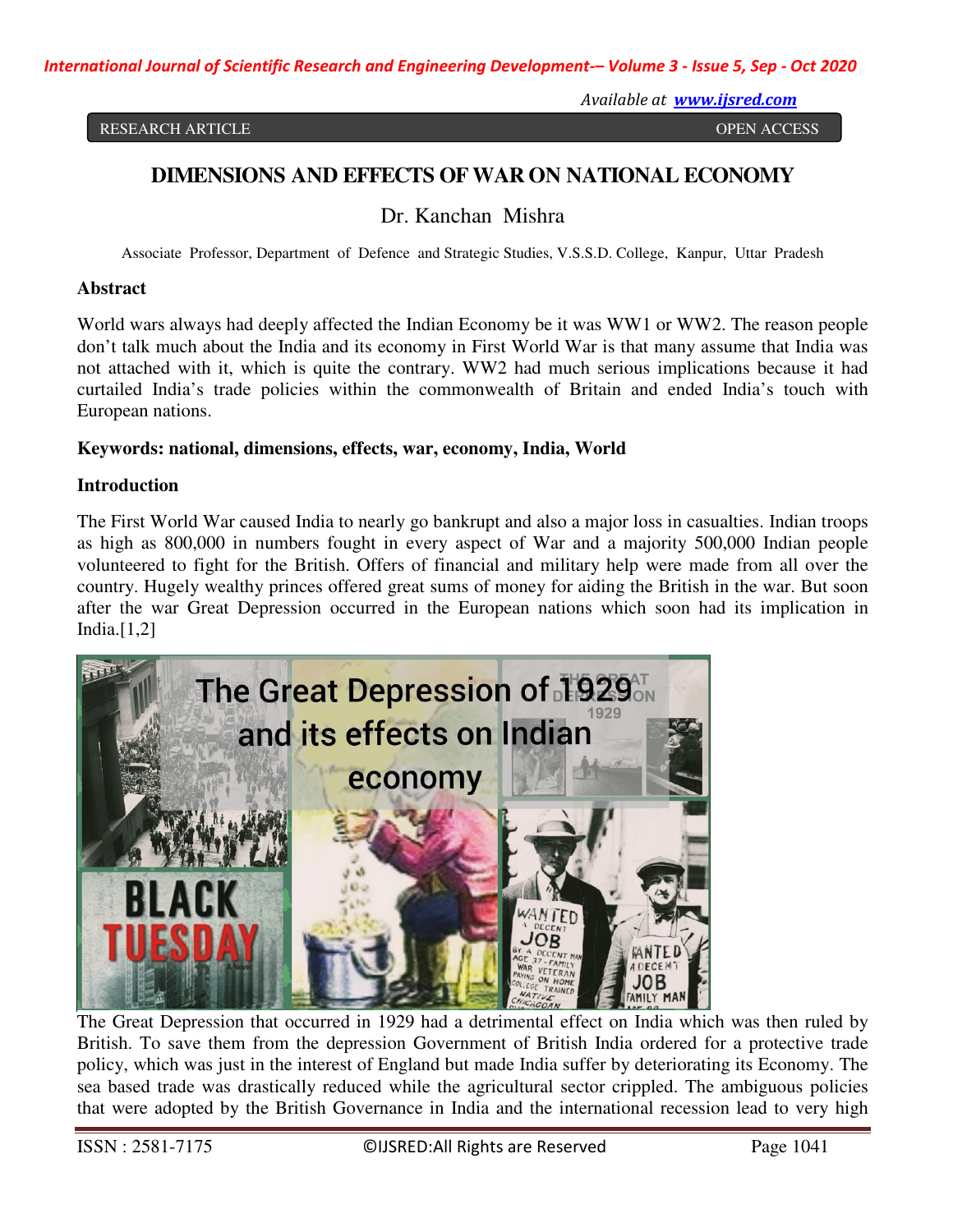RESEARCH ARTICLE OPEN ACCESS

# DIMENSIONS AND EFFECTS OF WAR ON NATIONAL ECONOMY

Dr. Kanchan Mishra

Associate Professor, Department of Defence and Strategic Studies, V.S.S.D. College, Kanpur, Uttar Pradesh

## Abstract

World wars always had deeply affected the Indian Economy be it was WW1 or WW2. The reason people don't talk much about the India and its economy in First World War is that many assume that India was not attached with it, which is quite the contrary. WW2 had much serious implications because it had curtailed India's trade policies within the commonwealth of Britain and ended India's touch with European nations.

**Keywords: national, dimensions, effects, war, economy, India, World**

## Introduction

The First World War caused India to nearly go bankrupt and also a major loss in casualties. Indian troops as high as 800,000 in numbers fought in every aspect of War and a majority 500,000 Indian people volunteered to fight for the British. Offers of financial and military help were made from all over the country. Hugely wealthy princes offered great sums of money for aiding the British in the war. But soon after the war Great Depression occurred in the European nations which soon had its implication in India.[1,2]

The Great Depression that occurred in 1929 had a detrimental effect on India which was then ruled by British. To save them from the depression Government of British India ordered for a protective trade policy, which was just in the interest of England but made India suffer by deteriorating its Economy. The sea based trade was drastically reduced while the agricultural sector crippled. The ambiguous policies that were adopted by the British Governance in India and the international recession lead to very high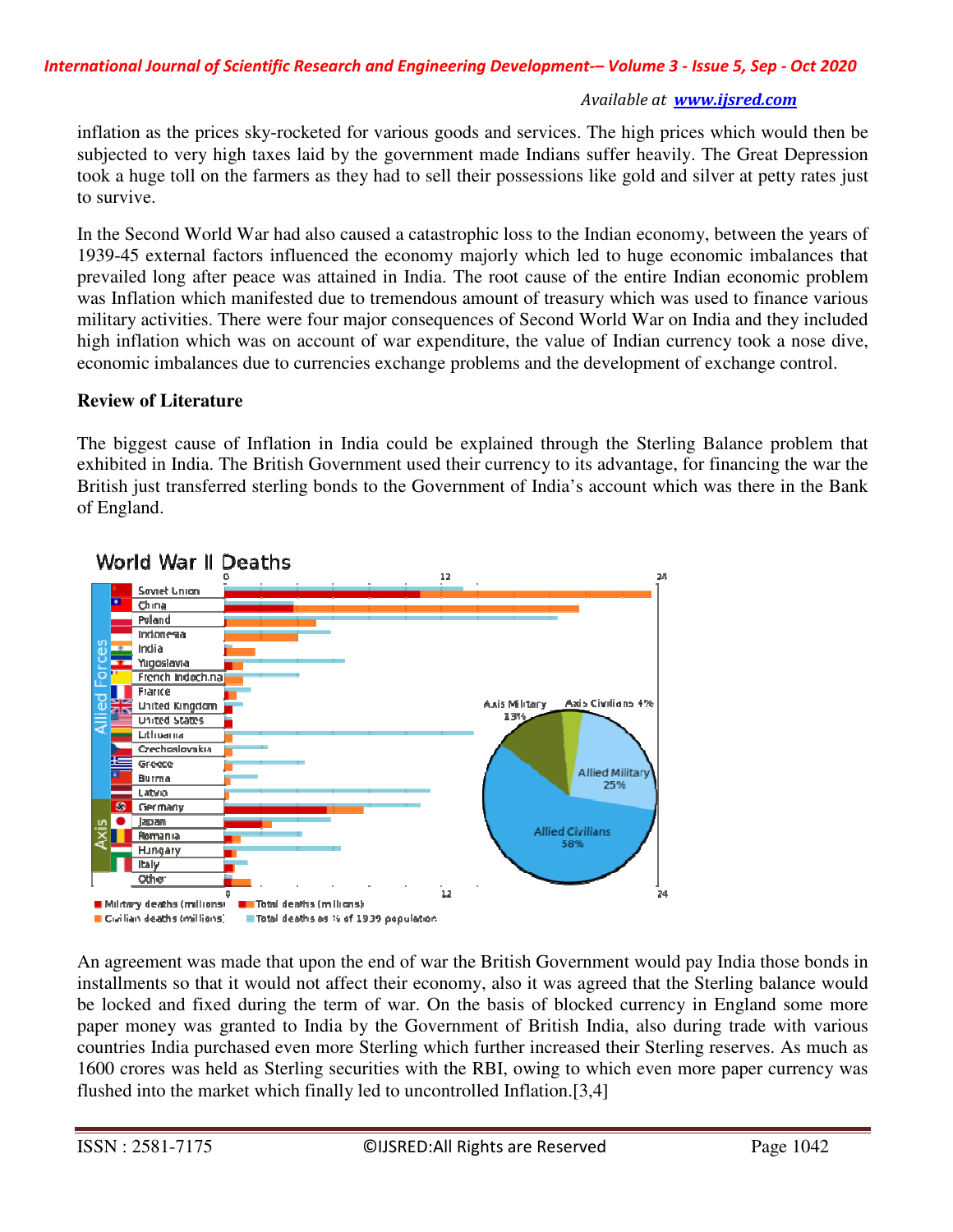inflation as the prices sky-rocketed for various goods and services. The high prices which would then be subjected to very high taxes laid by the government made Indians suffer heavily. The Great Depression took a huge toll on the farmers as they had to sell their possessions like gold and silver at petty rates just to survive.

In the Second World War had also caused a catastrophic loss to the Indian economy, between the years of 1939-45 external factors influenced the economy majorly which led to huge economic imbalances that prevailed long after peace was attained in India. The root cause of the entire Indian economic problem was Inflation which manifested due to tremendous amount of treasury which was used to finance various military activities. There were four major consequences of Second World War on India and they included high inflation which was on account of war expenditure, the value of Indian currency took a nose dive, economic imbalances due to currencies exchange problems and the development of exchange control.

**Review of Literature**

The biggest cause of Inflation in India could be explained through the Sterling Balance problem that exhibited in India. The British Government used their currency to its advantage, for financing the war the British just transferred sterling bonds to the Government of India's account which was there in the Bank of England.

An agreement was made that upon the end of war the British Government would pay India those bonds in installments so that it would not affect their economy, also it was agreed that the Sterling balance would be locked and fixed during the term of war. On the basis of blocked currency in England some more paper money was granted to India by the Government of British India, also during trade with various countries India purchased even more Sterling which further increased their Sterling reserves. As much as 1600 crores was held as Sterling securities with the RBI, owing to which even more paper currency was flushed into the market which finally led to uncontrolled Inflation.[3,4]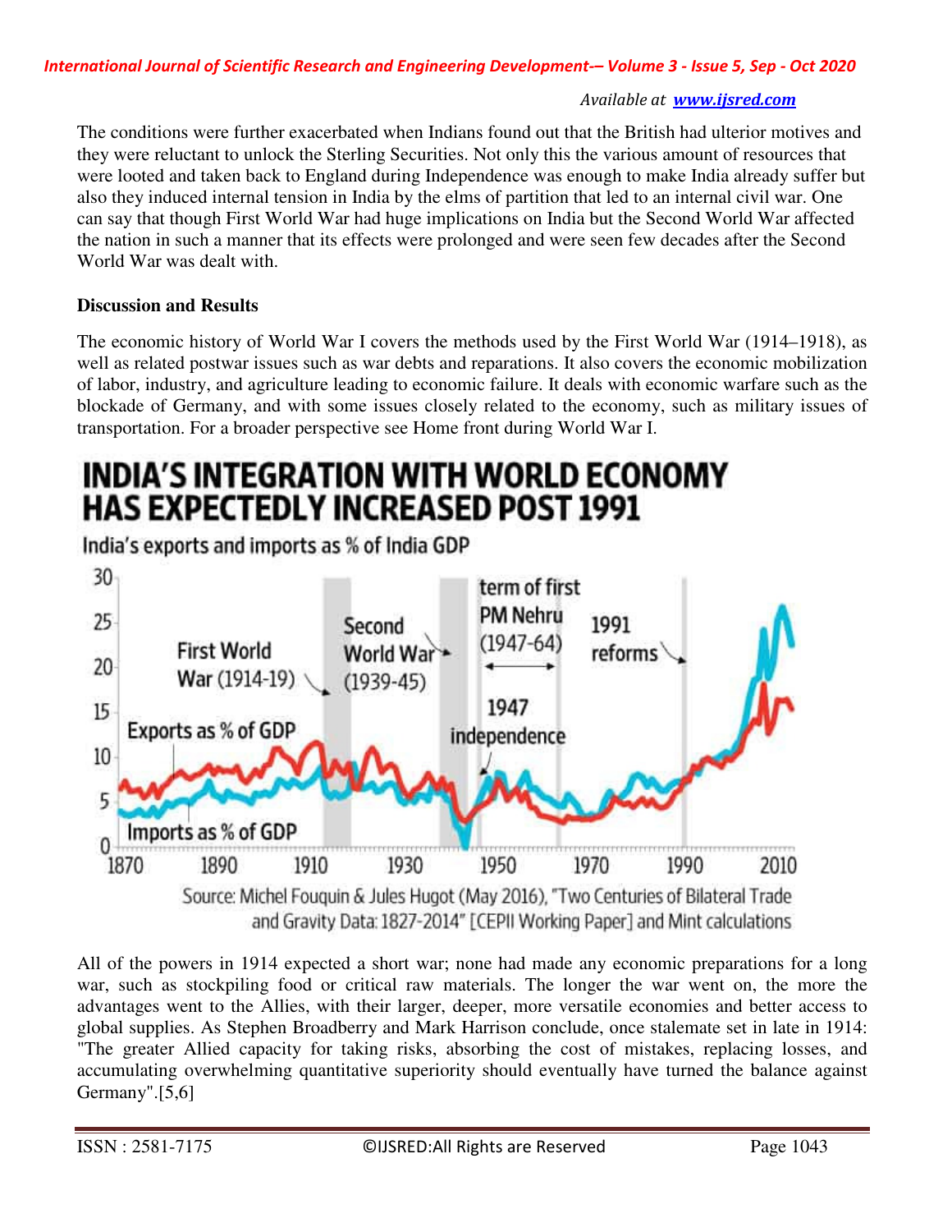The conditions were further exacerbated when Indians found out that the British had ulterior motives and they were reluctant to unlock the Sterling Securities. Not only this the various amount of resources that were looted and taken back to England during Independence was enough to make India already suffer but also they induced internal tension in India by the elms of partition that led to an internal civil war. One can say that though First World War had huge implications on India but the Second World War affected the nation in such a manner that its effects were prolonged and were seen few decades after the Second World War was dealt with.

**Discussion and Results**

The economic history of World War I covers the methods used by the First World War (1914–1918), as well as related postwar issues such as war debts and reparations. It also covers the economic mobilization of labor, industry, and agriculture leading to economic failure. It deals with economic warfare such as the blockade of Germany, and with some issues closely related to the economy, such as military issues of transportation. For a broader perspective see Home front during World War I.

**INDIA'S INTEGRATION WITH WORLD ECONOMY HAS EXPECTEDLY INCREASED POST 1991**

India's exports and imports as % of India GDP

Source: Michel Fouquin & Jules Hugot (May 2016), "Two Centuries of Bilateral Trade and Gravity Data: 1827-2014" [CEPII Working Paper] and Mint calculations

All of the powers in 1914 expected a short war; none had made any economic preparations for a long war, such as stockpiling food or critical raw materials. The longer the war went on, the more the advantages went to the Allies, with their larger, deeper, more versatile economies and better access to global supplies. As Stephen Broadberry and Mark Harrison conclude, once stalemate set in late in 1914: "The greater Allied capacity for taking risks, absorbing the cost of mistakes, replacing losses, and accumulating overwhelming quantitative superiority should eventually have turned the balance against Germany".[5,6]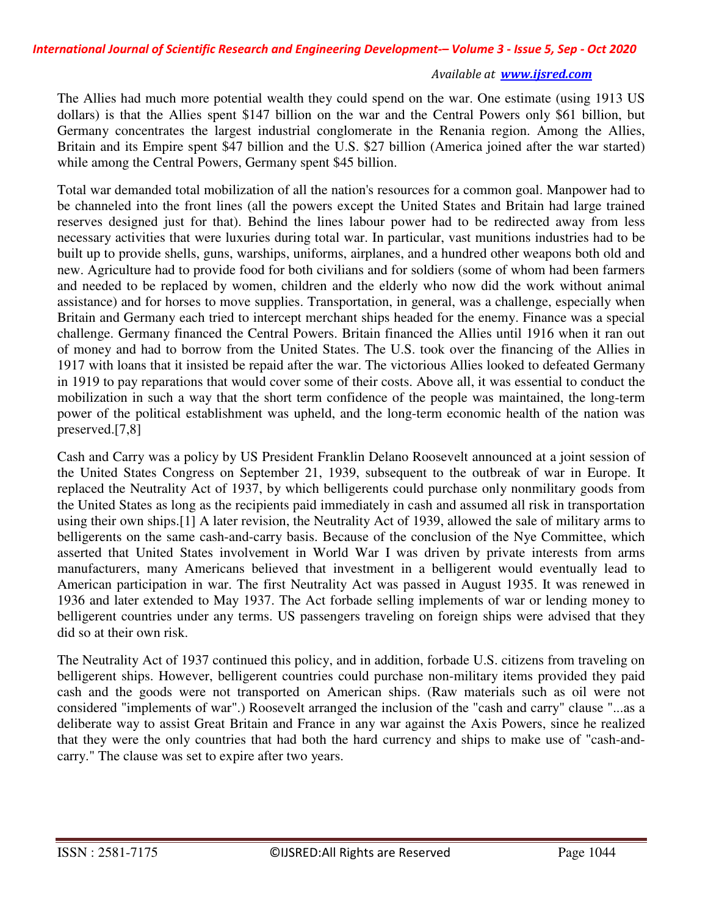The Allies had much more potential wealth they could spend on the war. One estimate (using 1913 US dollars) is that the Allies spent $147 billion on the war and the Central Powers only $61 billion, but Germany concentrates the largest industrial conglomerate in the Renania region. Among the Allies, Britain and its Empire spent $47 billion and the U.S. $27 billion (America joined after the war started) while among the Central Powers, Germany spent $45 billion.

Total war demanded total mobilization of all the nation's resources for a common goal. Manpower had to be channeled into the front lines (all the powers except the United States and Britain had large trained reserves designed just for that). Behind the lines labour power had to be redirected away from less necessary activities that were luxuries during total war. In particular, vast munitions industries had to be built up to provide shells, guns, warships, uniforms, airplanes, and a hundred other weapons both old and new. Agriculture had to provide food for both civilians and for soldiers (some of whom had been farmers and needed to be replaced by women, children and the elderly who now did the work without animal assistance) and for horses to move supplies. Transportation, in general, was a challenge, especially when Britain and Germany each tried to intercept merchant ships headed for the enemy. Finance was a special challenge. Germany financed the Central Powers. Britain financed the Allies until 1916 when it ran out of money and had to borrow from the United States. The U.S. took over the financing of the Allies in 1917 with loans that it insisted be repaid after the war. The victorious Allies looked to defeated Germany in 1919 to pay reparations that would cover some of their costs. Above all, it was essential to conduct the mobilization in such a way that the short term confidence of the people was maintained, the long-term power of the political establishment was upheld, and the long-term economic health of the nation was preserved.[7,8]

Cash and Carry was a policy by US President Franklin Delano Roosevelt announced at a joint session of the United States Congress on September 21, 1939, subsequent to the outbreak of war in Europe. It replaced the Neutrality Act of 1937, by which belligerents could purchase only nonmilitary goods from the United States as long as the recipients paid immediately in cash and assumed all risk in transportation using their own ships.[1] A later revision, the Neutrality Act of 1939, allowed the sale of military arms to belligerents on the same cash-and-carry basis. Because of the conclusion of the Nye Committee, which asserted that United States involvement in World War I was driven by private interests from arms manufacturers, many Americans believed that investment in a belligerent would eventually lead to American participation in war. The first Neutrality Act was passed in August 1935. It was renewed in 1936 and later extended to May 1937. The Act forbade selling implements of war or lending money to belligerent countries under any terms. US passengers traveling on foreign ships were advised that they did so at their own risk.

The Neutrality Act of 1937 continued this policy, and in addition, forbade U.S. citizens from traveling on belligerent ships. However, belligerent countries could purchase non-military items provided they paid cash and the goods were not transported on American ships. (Raw materials such as oil were not considered "implements of war".) Roosevelt arranged the inclusion of the "cash and carry" clause "...as a deliberate way to assist Great Britain and France in any war against the Axis Powers, since he realized that they were the only countries that had both the hard currency and ships to make use of "cash-and-carry." The clause was set to expire after two years.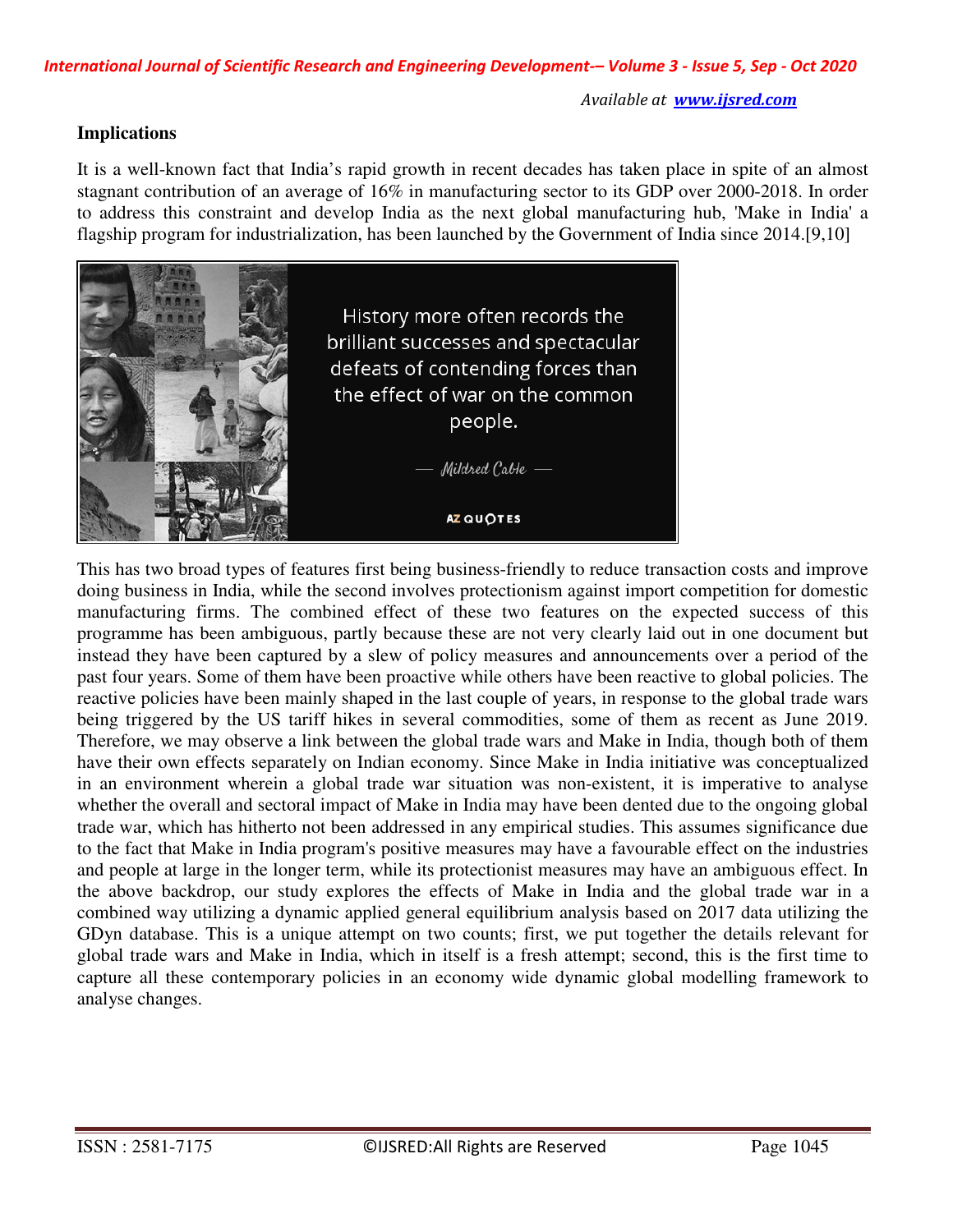### Implications

It is a well-known fact that India's rapid growth in recent decades has taken place in spite of an almost stagnant contribution of an average of 16% in manufacturing sector to its GDP over 2000-2018. In order to address this constraint and develop India as the next global manufacturing hub, 'Make in India' a flagship program for industrialization, has been launched by the Government of India since 2014.[9,10]

This has two broad types of features first being business-friendly to reduce transaction costs and improve doing business in India, while the second involves protectionism against import competition for domestic manufacturing firms. The combined effect of these two features on the expected success of this programme has been ambiguous, partly because these are not very clearly laid out in one document but instead they have been captured by a slew of policy measures and announcements over a period of the past four years. Some of them have been proactive while others have been reactive to global policies. The reactive policies have been mainly shaped in the last couple of years, in response to the global trade wars being triggered by the US tariff hikes in several commodities, some of them as recent as June 2019. Therefore, we may observe a link between the global trade wars and Make in India, though both of them have their own effects separately on Indian economy. Since Make in India initiative was conceptualized in an environment wherein a global trade war situation was non-existent, it is imperative to analyse whether the overall and sectoral impact of Make in India may have been dented due to the ongoing global trade war, which has hitherto not been addressed in any empirical studies. This assumes significance due to the fact that Make in India program's positive measures may have a favourable effect on the industries and people at large in the longer term, while its protectionist measures may have an ambiguous effect. In the above backdrop, our study explores the effects of Make in India and the global trade war in a combined way utilizing a dynamic applied general equilibrium analysis based on 2017 data utilizing the GDyn database. This is a unique attempt on two counts; first, we put together the details relevant for global trade wars and Make in India, which in itself is a fresh attempt; second, this is the first time to capture all these contemporary policies in an economy wide dynamic global modelling framework to analyse changes.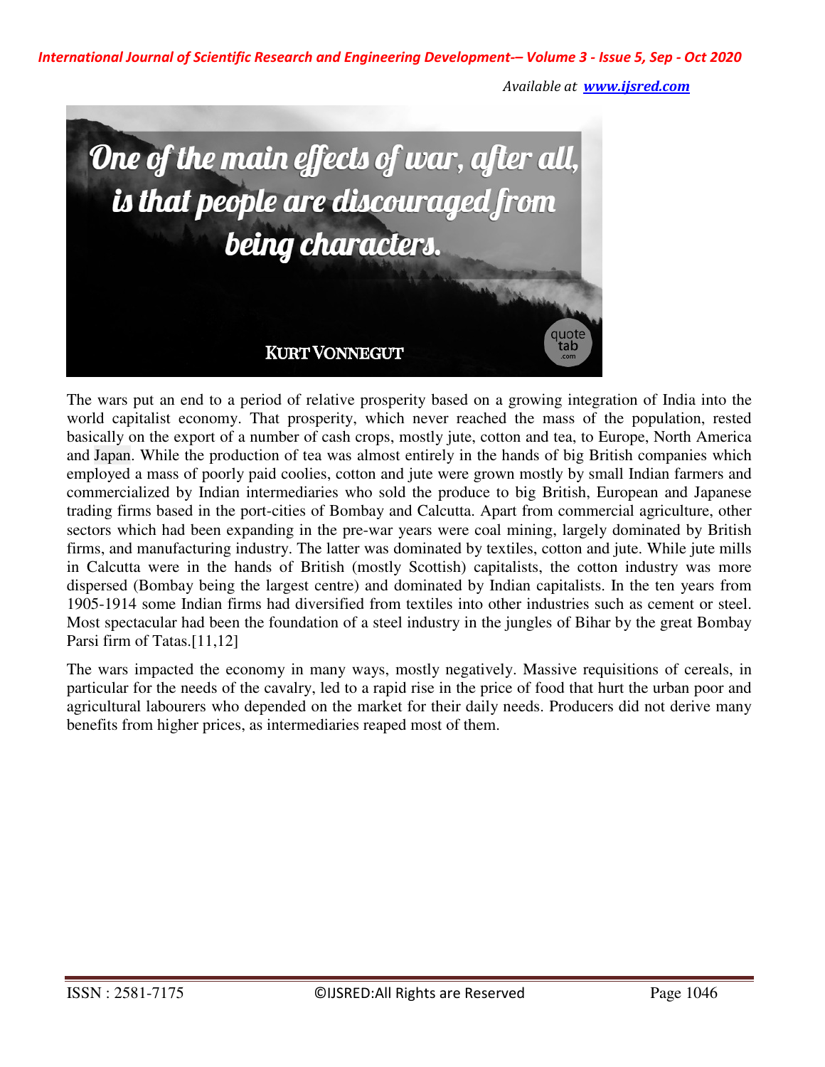The wars put an end to a period of relative prosperity based on a growing integration of India into the world capitalist economy. That prosperity, which never reached the mass of the population, rested basically on the export of a number of cash crops, mostly jute, cotton and tea, to Europe, North America and Japan. While the production of tea was almost entirely in the hands of big British companies which employed a mass of poorly paid coolies, cotton and jute were grown mostly by small Indian farmers and commercialized by Indian intermediaries who sold the produce to big British, European and Japanese trading firms based in the port-cities of Bombay and Calcutta. Apart from commercial agriculture, other sectors which had been expanding in the pre-war years were coal mining, largely dominated by British firms, and manufacturing industry. The latter was dominated by textiles, cotton and jute. While jute mills in Calcutta were in the hands of British (mostly Scottish) capitalists, the cotton industry was more dispersed (Bombay being the largest centre) and dominated by Indian capitalists. In the ten years from 1905-1914 some Indian firms had diversified from textiles into other industries such as cement or steel. Most spectacular had been the foundation of a steel industry in the jungles of Bihar by the great Bombay Parsi firm of Tatas.[11,12]

The wars impacted the economy in many ways, mostly negatively. Massive requisitions of cereals, in particular for the needs of the cavalry, led to a rapid rise in the price of food that hurt the urban poor and agricultural labourers who depended on the market for their daily needs. Producers did not derive many benefits from higher prices, as intermediaries reaped most of them.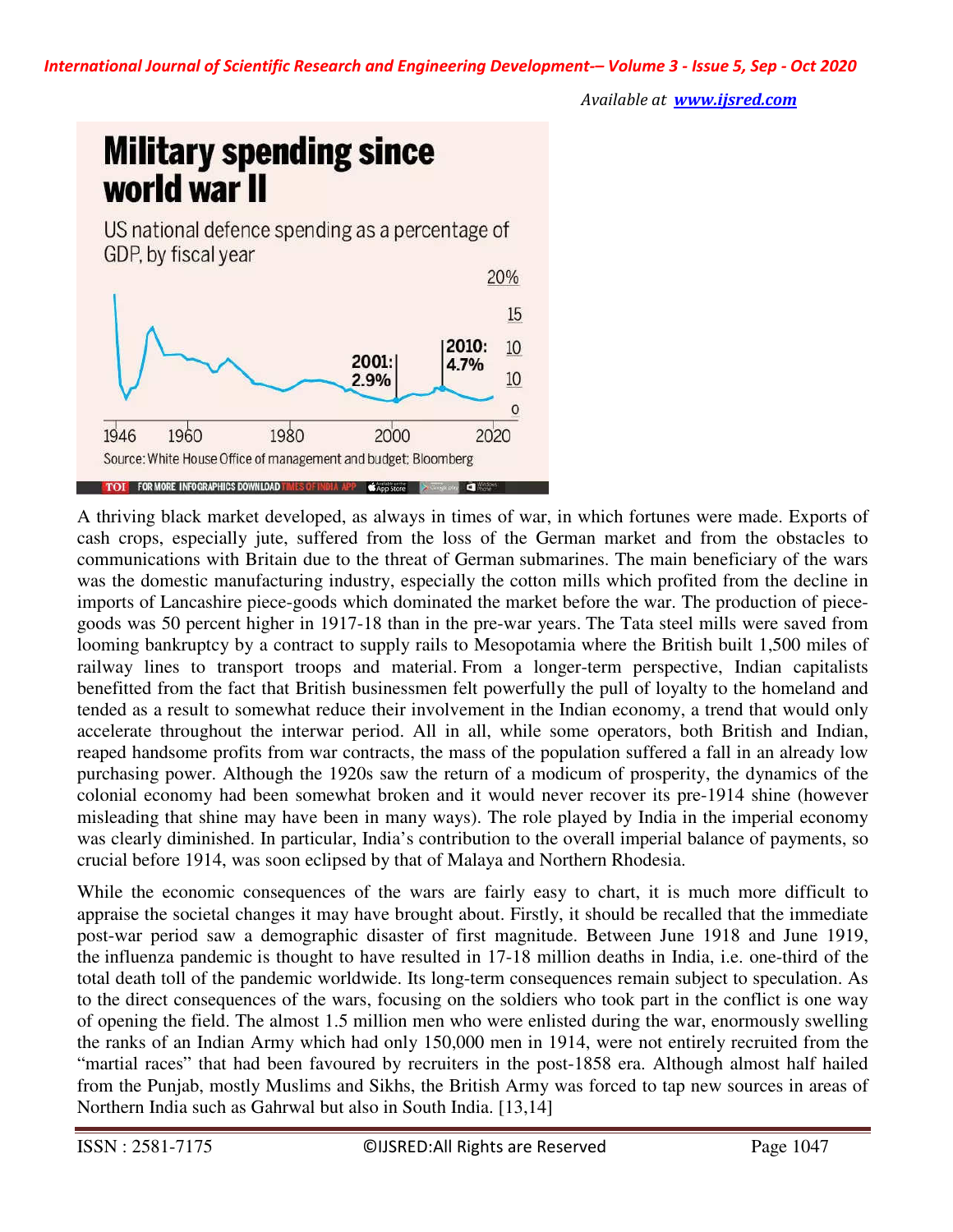Military spending since world war II

US national defence spending as a percentage of GDP, by fiscal year

20%
15
10
10
0

2001: 2.9%

2010: 4.7%

1946 1960 1980 2000 2020

Source: White House Office of management and budget; Bloomberg

TOI FOR MORE INFOGRAPHICS DOWNLOAD TIMES OF INDIA APP

A thriving black market developed, as always in times of war, in which fortunes were made. Exports of cash crops, especially jute, suffered from the loss of the German market and from the obstacles to communications with Britain due to the threat of German submarines. The main beneficiary of the wars was the domestic manufacturing industry, especially the cotton mills which profited from the decline in imports of Lancashire piece-goods which dominated the market before the war. The production of piece-goods was 50 percent higher in 1917-18 than in the pre-war years. The Tata steel mills were saved from looming bankruptcy by a contract to supply rails to Mesopotamia where the British built 1,500 miles of railway lines to transport troops and material. From a longer-term perspective, Indian capitalists benefitted from the fact that British businessmen felt powerfully the pull of loyalty to the homeland and tended as a result to somewhat reduce their involvement in the Indian economy, a trend that would only accelerate throughout the interwar period. All in all, while some operators, both British and Indian, reaped handsome profits from war contracts, the mass of the population suffered a fall in an already low purchasing power. Although the 1920s saw the return of a modicum of prosperity, the dynamics of the colonial economy had been somewhat broken and it would never recover its pre-1914 shine (however misleading that shine may have been in many ways). The role played by India in the imperial economy was clearly diminished. In particular, India's contribution to the overall imperial balance of payments, so crucial before 1914, was soon eclipsed by that of Malaya and Northern Rhodesia.

While the economic consequences of the wars are fairly easy to chart, it is much more difficult to appraise the societal changes it may have brought about. Firstly, it should be recalled that the immediate post-war period saw a demographic disaster of first magnitude. Between June 1918 and June 1919, the influenza pandemic is thought to have resulted in 17-18 million deaths in India, i.e. one-third of the total death toll of the pandemic worldwide. Its long-term consequences remain subject to speculation. As to the direct consequences of the wars, focusing on the soldiers who took part in the conflict is one way of opening the field. The almost 1.5 million men who were enlisted during the war, enormously swelling the ranks of an Indian Army which had only 150,000 men in 1914, were not entirely recruited from the "martial races" that had been favoured by recruiters in the post-1858 era. Although almost half hailed from the Punjab, mostly Muslims and Sikhs, the British Army was forced to tap new sources in areas of Northern India such as Gahrwal but also in South India. [13,14]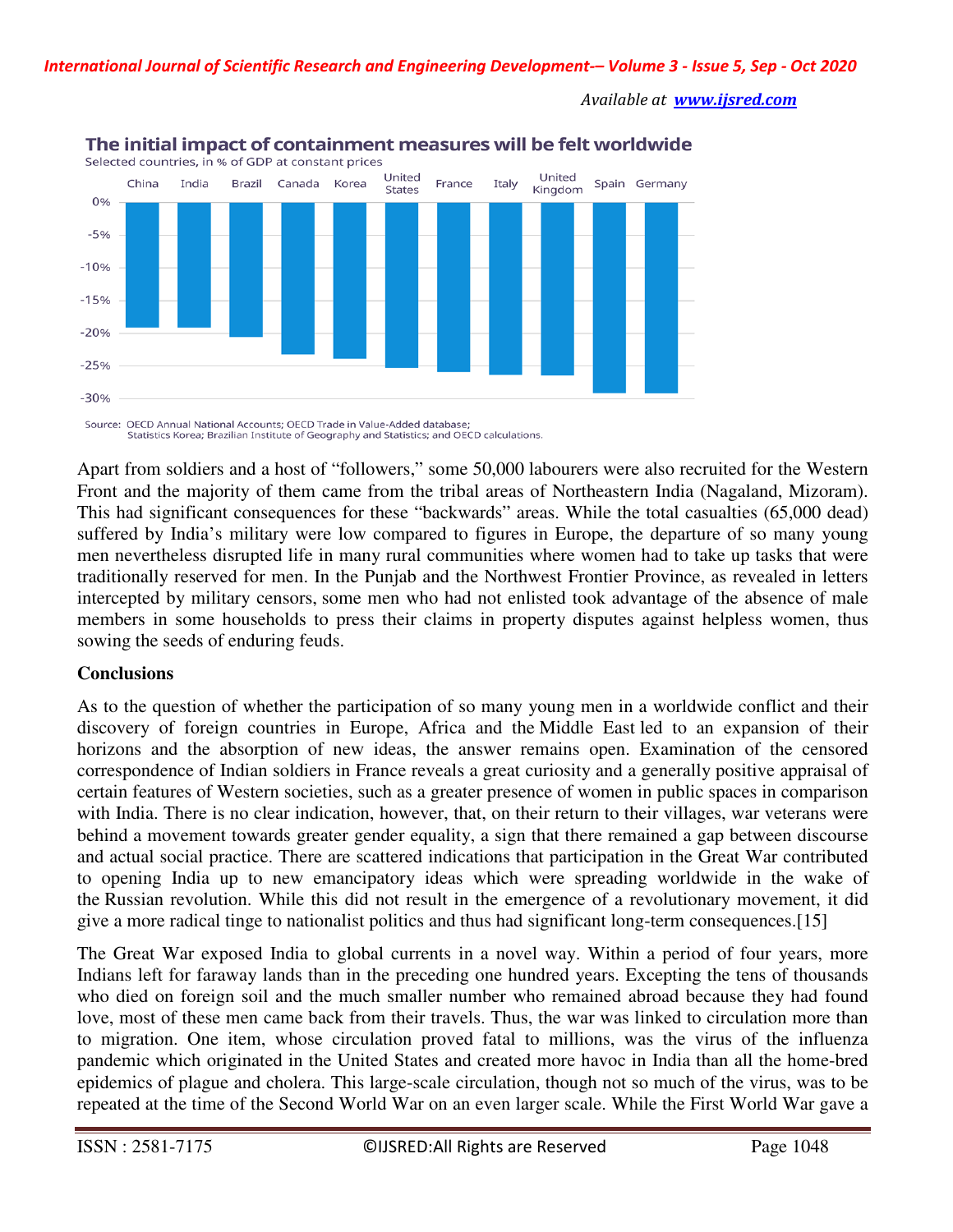**The initial impact of containment measures will be felt worldwide**

Selected countries, in % of GDP at constant prices

Source: OECD Annual National Accounts; OECD Trade in Value-Added database; Statistics Korea; Brazilian Institute of Geography and Statistics; and OECD calculations.

Apart from soldiers and a host of "followers," some 50,000 labourers were also recruited for the Western Front and the majority of them came from the tribal areas of Northeastern India (Nagaland, Mizoram). This had significant consequences for these "backwards" areas. While the total casualties (65,000 dead) suffered by India's military were low compared to figures in Europe, the departure of so many young men nevertheless disrupted life in many rural communities where women had to take up tasks that were traditionally reserved for men. In the Punjab and the Northwest Frontier Province, as revealed in letters intercepted by military censors, some men who had not enlisted took advantage of the absence of male members in some households to press their claims in property disputes against helpless women, thus sowing the seeds of enduring feuds.

**Conclusions**

As to the question of whether the participation of so many young men in a worldwide conflict and their discovery of foreign countries in Europe, Africa and the Middle East led to an expansion of their horizons and the absorption of new ideas, the answer remains open. Examination of the censored correspondence of Indian soldiers in France reveals a great curiosity and a generally positive appraisal of certain features of Western societies, such as a greater presence of women in public spaces in comparison with India. There is no clear indication, however, that, on their return to their villages, war veterans were behind a movement towards greater gender equality, a sign that there remained a gap between discourse and actual social practice. There are scattered indications that participation in the Great War contributed to opening India up to new emancipatory ideas which were spreading worldwide in the wake of the Russian revolution. While this did not result in the emergence of a revolutionary movement, it did give a more radical tinge to nationalist politics and thus had significant long-term consequences.[15]

The Great War exposed India to global currents in a novel way. Within a period of four years, more Indians left for faraway lands than in the preceding one hundred years. Excepting the tens of thousands who died on foreign soil and the much smaller number who remained abroad because they had found love, most of these men came back from their travels. Thus, the war was linked to circulation more than to migration. One item, whose circulation proved fatal to millions, was the virus of the influenza pandemic which originated in the United States and created more havoc in India than all the home-bred epidemics of plague and cholera. This large-scale circulation, though not so much of the virus, was to be repeated at the time of the Second World War on an even larger scale. While the First World War gave a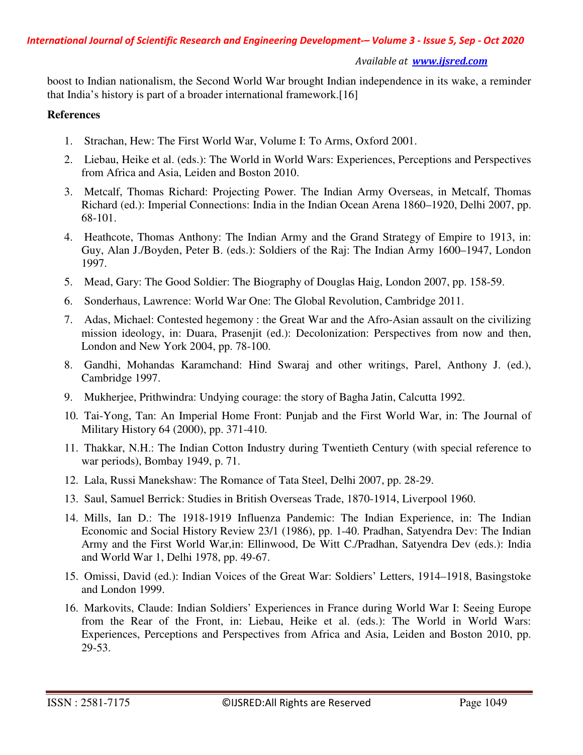boost to Indian nationalism, the Second World War brought Indian independence in its wake, a reminder that India's history is part of a broader international framework.[16]

**References**

1. Strachan, Hew: The First World War, Volume I: To Arms, Oxford 2001.
2. Liebau, Heike et al. (eds.): The World in World Wars: Experiences, Perceptions and Perspectives from Africa and Asia, Leiden and Boston 2010.
3. Metcalf, Thomas Richard: Projecting Power. The Indian Army Overseas, in Metcalf, Thomas Richard (ed.): Imperial Connections: India in the Indian Ocean Arena 1860–1920, Delhi 2007, pp. 68-101.
4. Heathcote, Thomas Anthony: The Indian Army and the Grand Strategy of Empire to 1913, in: Guy, Alan J./Boyden, Peter B. (eds.): Soldiers of the Raj: The Indian Army 1600–1947, London 1997.
5. Mead, Gary: The Good Soldier: The Biography of Douglas Haig, London 2007, pp. 158-59.
6. Sonderhaus, Lawrence: World War One: The Global Revolution, Cambridge 2011.
7. Adas, Michael: Contested hegemony : the Great War and the Afro-Asian assault on the civilizing mission ideology, in: Duara, Prasenjit (ed.): Decolonization: Perspectives from now and then, London and New York 2004, pp. 78-100.
8. Gandhi, Mohandas Karamchand: Hind Swaraj and other writings, Parel, Anthony J. (ed.), Cambridge 1997.
9. Mukherjee, Prithwindra: Undying courage: the story of Bagha Jatin, Calcutta 1992.
10. Tai-Yong, Tan: An Imperial Home Front: Punjab and the First World War, in: The Journal of Military History 64 (2000), pp. 371-410.
11. Thakkar, N.H.: The Indian Cotton Industry during Twentieth Century (with special reference to war periods), Bombay 1949, p. 71.
12. Lala, Russi Manekshaw: The Romance of Tata Steel, Delhi 2007, pp. 28-29.
13. Saul, Samuel Berrick: Studies in British Overseas Trade, 1870-1914, Liverpool 1960.
14. Mills, Ian D.: The 1918-1919 Influenza Pandemic: The Indian Experience, in: The Indian Economic and Social History Review 23/1 (1986), pp. 1-40. Pradhan, Satyendra Dev: The Indian Army and the First World War,in: Ellinwood, De Witt C./Pradhan, Satyendra Dev (eds.): India and World War 1, Delhi 1978, pp. 49-67.
15. Omissi, David (ed.): Indian Voices of the Great War: Soldiers' Letters, 1914–1918, Basingstoke and London 1999.
16. Markovits, Claude: Indian Soldiers' Experiences in France during World War I: Seeing Europe from the Rear of the Front, in: Liebau, Heike et al. (eds.): The World in World Wars: Experiences, Perceptions and Perspectives from Africa and Asia, Leiden and Boston 2010, pp. 29-53.